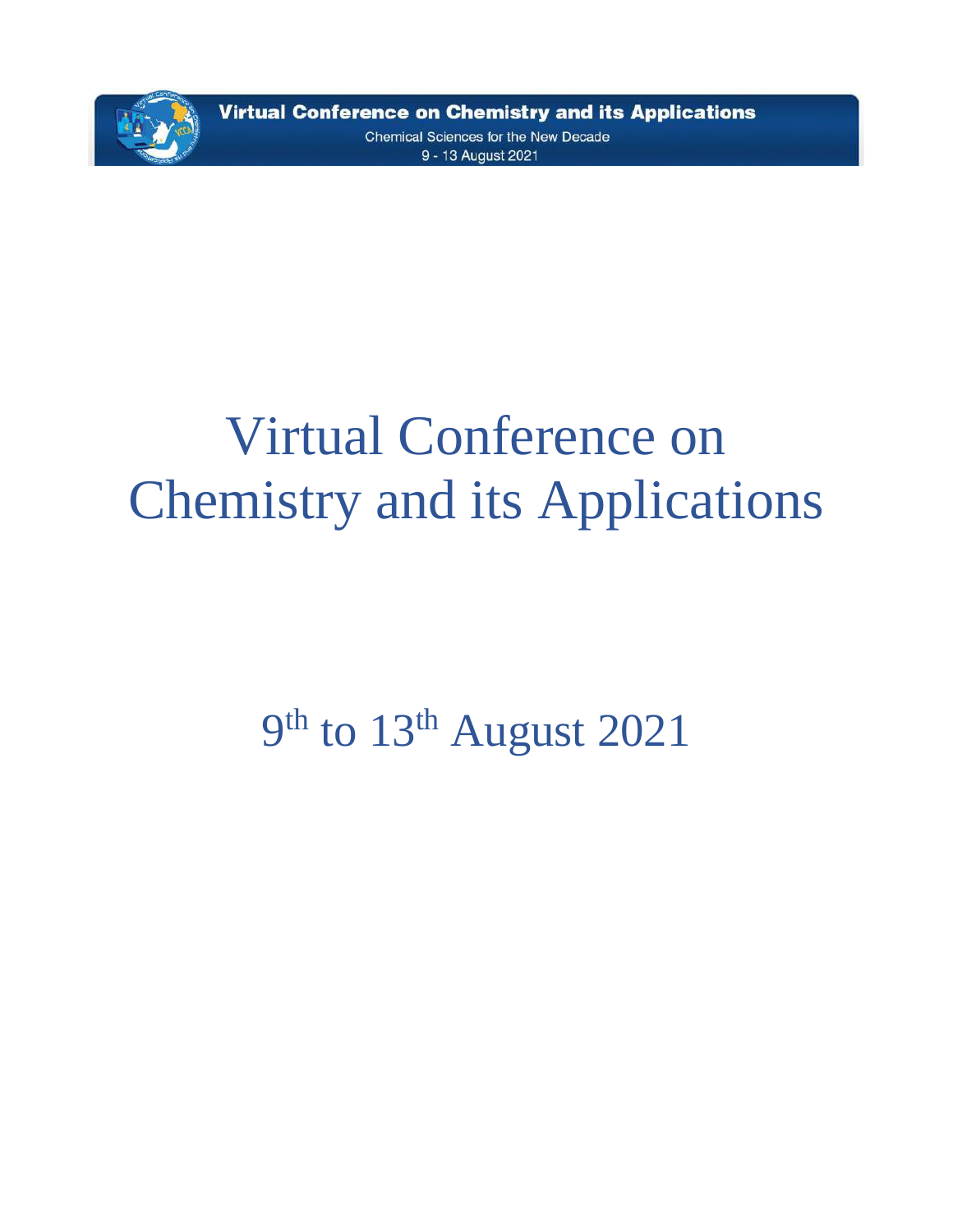Virtual Conference on Chemistry and its Applications

Chemical Sciences for the New Decade

9 - 13 August 2021

# Virtual Conference on Chemistry and its Applications

## 9th to 13th August 2021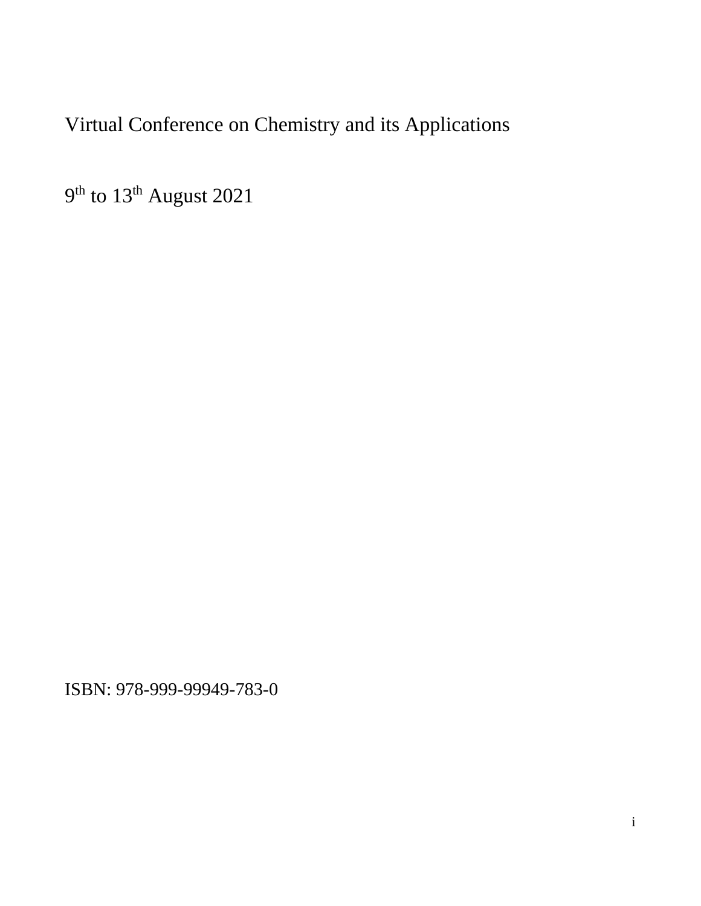Virtual Conference on Chemistry and its Applications

9th to 13th August 2021

ISBN: 978-999-99949-783-0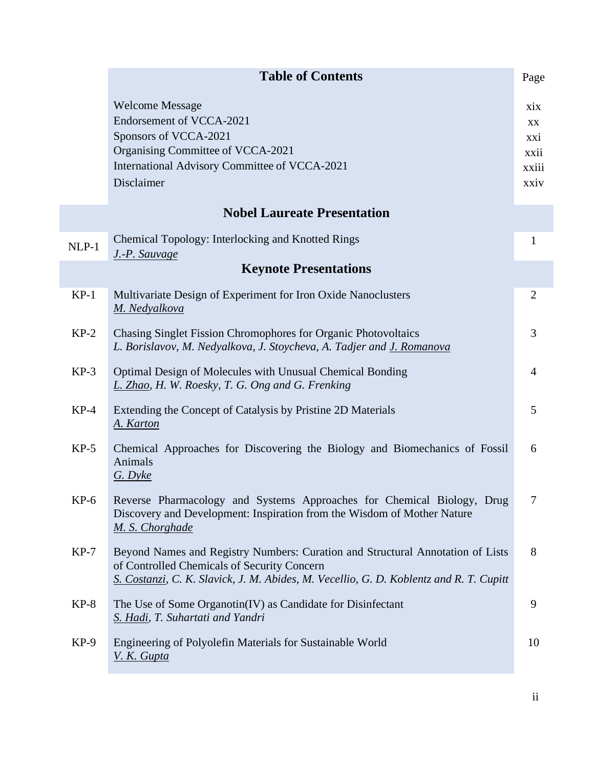# Table of Contents

| | | Page |
|---|---|---|
| | Welcome Message | xix |
| | Endorsement of VCCA-2021 | xx |
| | Sponsors of VCCA-2021 | xxi |
| | Organising Committee of VCCA-2021 | xxii |
| | International Advisory Committee of VCCA-2021 | xxiii |
| | Disclaimer | xxiv |

## Nobel Laureate Presentation

| | | |
|---|---|---|
| NLP-1 | Chemical Topology: Interlocking and Knotted Rings<br>*J.-P. Sauvage* | 1 |

## Keynote Presentations

| | | |
|---|---|---|
| KP-1 | Multivariate Design of Experiment for Iron Oxide Nanoclusters<br>*M. Nedyalkova* | 2 |
| KP-2 | Chasing Singlet Fission Chromophores for Organic Photovoltaics<br>*L. Borislavov, M. Nedyalkova, J. Stoycheva, A. Tadjer and J. Romanova* | 3 |
| KP-3 | Optimal Design of Molecules with Unusual Chemical Bonding<br>*L. Zhao, H. W. Roesky, T. G. Ong and G. Frenking* | 4 |
| KP-4 | Extending the Concept of Catalysis by Pristine 2D Materials<br>*A. Karton* | 5 |
| KP-5 | Chemical Approaches for Discovering the Biology and Biomechanics of Fossil Animals<br>*G. Dyke* | 6 |
| KP-6 | Reverse Pharmacology and Systems Approaches for Chemical Biology, Drug Discovery and Development: Inspiration from the Wisdom of Mother Nature<br>*M. S. Chorghade* | 7 |
| KP-7 | Beyond Names and Registry Numbers: Curation and Structural Annotation of Lists of Controlled Chemicals of Security Concern<br>*S. Costanzi, C. K. Slavick, J. M. Abides, M. Vecellio, G. D. Koblentz and R. T. Cupitt* | 8 |
| KP-8 | The Use of Some Organotin(IV) as Candidate for Disinfectant<br>*S. Hadi, T. Suhartati and Yandri* | 9 |
| KP-9 | Engineering of Polyolefin Materials for Sustainable World<br>*V. K. Gupta* | 10 |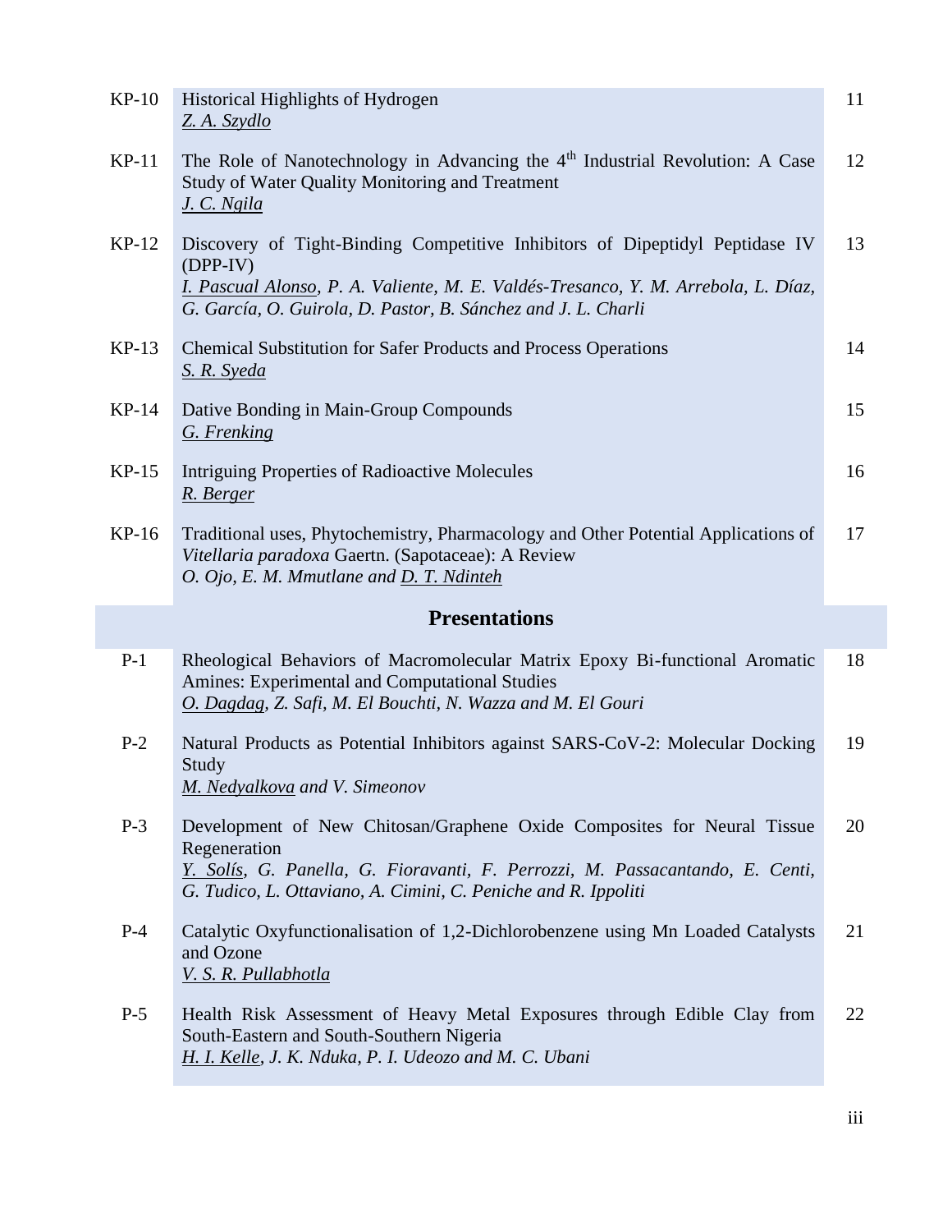| | | |
|---|---|---|
| KP-10 | Historical Highlights of Hydrogen<br>*Z. A. Szydlo* | 11 |
| KP-11 | The Role of Nanotechnology in Advancing the 4th Industrial Revolution: A Case Study of Water Quality Monitoring and Treatment<br>*J. C. Ngila* | 12 |
| KP-12 | Discovery of Tight-Binding Competitive Inhibitors of Dipeptidyl Peptidase IV (DPP-IV)<br>*I. Pascual Alonso, P. A. Valiente, M. E. Valdés-Tresanco, Y. M. Arrebola, L. Díaz, G. García, O. Guirola, D. Pastor, B. Sánchez and J. L. Charli* | 13 |
| KP-13 | Chemical Substitution for Safer Products and Process Operations<br>*S. R. Syeda* | 14 |
| KP-14 | Dative Bonding in Main-Group Compounds<br>*G. Frenking* | 15 |
| KP-15 | Intriguing Properties of Radioactive Molecules<br>*R. Berger* | 16 |
| KP-16 | Traditional uses, Phytochemistry, Pharmacology and Other Potential Applications of *Vitellaria paradoxa* Gaertn. (Sapotaceae): A Review<br>*O. Ojo, E. M. Mmutlane and D. T. Ndinteh* | 17 |

## Presentations

| | | |
|---|---|---|
| P-1 | Rheological Behaviors of Macromolecular Matrix Epoxy Bi-functional Aromatic Amines: Experimental and Computational Studies<br>*O. Dagdag, Z. Safi, M. El Bouchti, N. Wazza and M. El Gouri* | 18 |
| P-2 | Natural Products as Potential Inhibitors against SARS-CoV-2: Molecular Docking Study<br>*M. Nedyalkova and V. Simeonov* | 19 |
| P-3 | Development of New Chitosan/Graphene Oxide Composites for Neural Tissue Regeneration<br>*Y. Solís, G. Panella, G. Fioravanti, F. Perrozzi, M. Passacantando, E. Centi, G. Tudico, L. Ottaviano, A. Cimini, C. Peniche and R. Ippoliti* | 20 |
| P-4 | Catalytic Oxyfunctionalisation of 1,2-Dichlorobenzene using Mn Loaded Catalysts and Ozone<br>*V. S. R. Pullabhotla* | 21 |
| P-5 | Health Risk Assessment of Heavy Metal Exposures through Edible Clay from South-Eastern and South-Southern Nigeria<br>*H. I. Kelle, J. K. Nduka, P. I. Udeozo and M. C. Ubani* | 22 |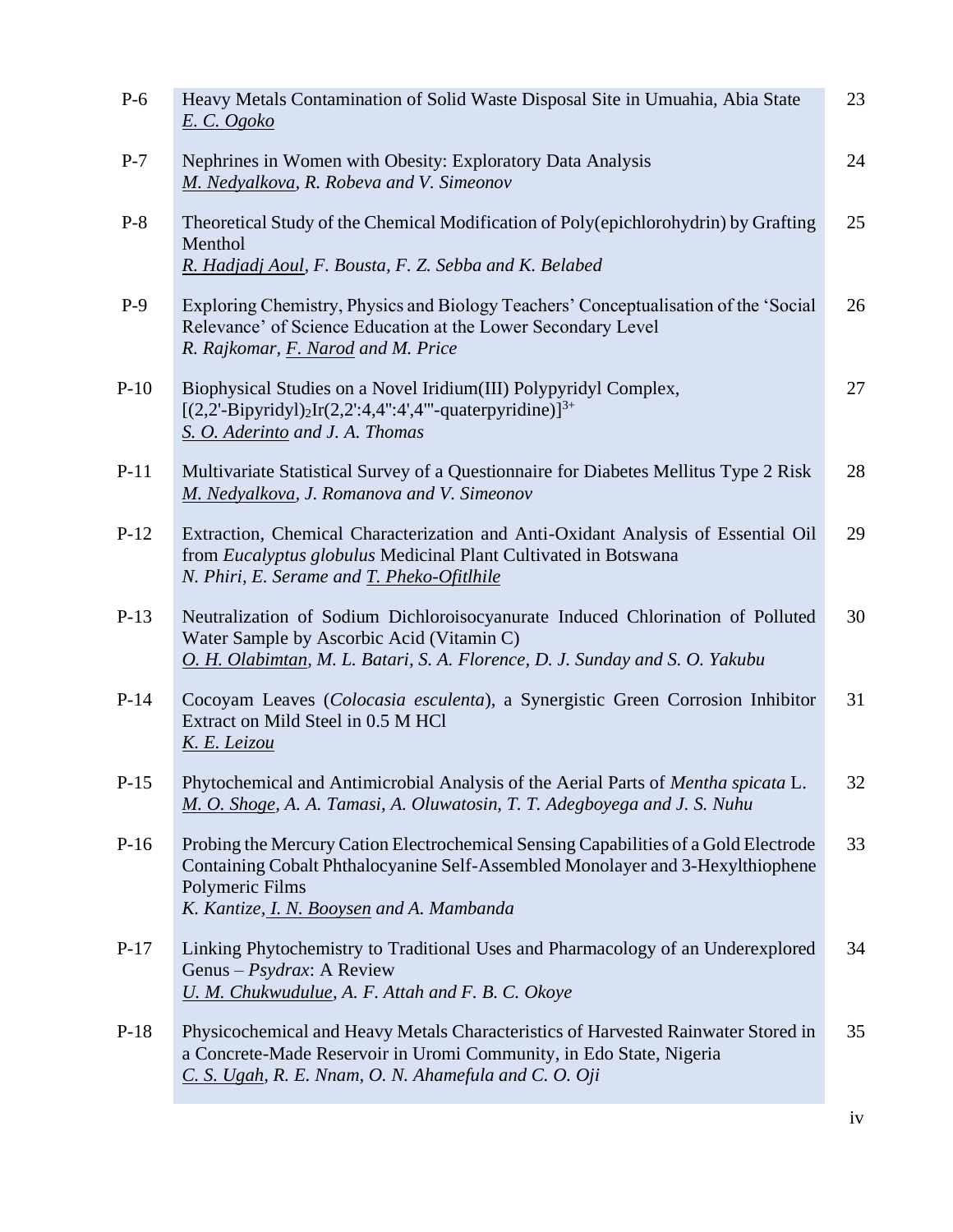| | | |
|---|---|---|
| P-6 | Heavy Metals Contamination of Solid Waste Disposal Site in Umuahia, Abia State<br>*E. C. Ogoko* | 23 |
| P-7 | Nephrines in Women with Obesity: Exploratory Data Analysis<br>*M. Nedyalkova, R. Robeva and V. Simeonov* | 24 |
| P-8 | Theoretical Study of the Chemical Modification of Poly(epichlorohydrin) by Grafting Menthol<br>*R. Hadjadj Aoul, F. Bousta, F. Z. Sebba and K. Belabed* | 25 |
| P-9 | Exploring Chemistry, Physics and Biology Teachers' Conceptualisation of the 'Social Relevance' of Science Education at the Lower Secondary Level<br>*R. Rajkomar, F. Narod and M. Price* | 26 |
| P-10 | Biophysical Studies on a Novel Iridium(III) Polypyridyl Complex, $[(2,2'\text{-Bipyridyl})_2\text{Ir}(2,2':4,4'':4',4'''\text{-quaterpyridine})]^{3+}$<br>*S. O. Aderinto and J. A. Thomas* | 27 |
| P-11 | Multivariate Statistical Survey of a Questionnaire for Diabetes Mellitus Type 2 Risk<br>*M. Nedyalkova, J. Romanova and V. Simeonov* | 28 |
| P-12 | Extraction, Chemical Characterization and Anti-Oxidant Analysis of Essential Oil from *Eucalyptus globulus* Medicinal Plant Cultivated in Botswana<br>*N. Phiri, E. Serame and T. Pheko-Ofitlhile* | 29 |
| P-13 | Neutralization of Sodium Dichloroisocyanurate Induced Chlorination of Polluted Water Sample by Ascorbic Acid (Vitamin C)<br>*O. H. Olabimtan, M. L. Batari, S. A. Florence, D. J. Sunday and S. O. Yakubu* | 30 |
| P-14 | Cocoyam Leaves (*Colocasia esculenta*), a Synergistic Green Corrosion Inhibitor Extract on Mild Steel in 0.5 M HCl<br>*K. E. Leizou* | 31 |
| P-15 | Phytochemical and Antimicrobial Analysis of the Aerial Parts of *Mentha spicata* L.<br>*M. O. Shoge, A. A. Tamasi, A. Oluwatosin, T. T. Adegboyega and J. S. Nuhu* | 32 |
| P-16 | Probing the Mercury Cation Electrochemical Sensing Capabilities of a Gold Electrode Containing Cobalt Phthalocyanine Self-Assembled Monolayer and 3-Hexylthiophene Polymeric Films<br>*K. Kantize, I. N. Booysen and A. Mambanda* | 33 |
| P-17 | Linking Phytochemistry to Traditional Uses and Pharmacology of an Underexplored Genus – *Psydrax*: A Review<br>*U. M. Chukwudulue, A. F. Attah and F. B. C. Okoye* | 34 |
| P-18 | Physicochemical and Heavy Metals Characteristics of Harvested Rainwater Stored in a Concrete-Made Reservoir in Uromi Community, in Edo State, Nigeria<br>*C. S. Ugah, R. E. Nnam, O. N. Ahamefula and C. O. Oji* | 35 |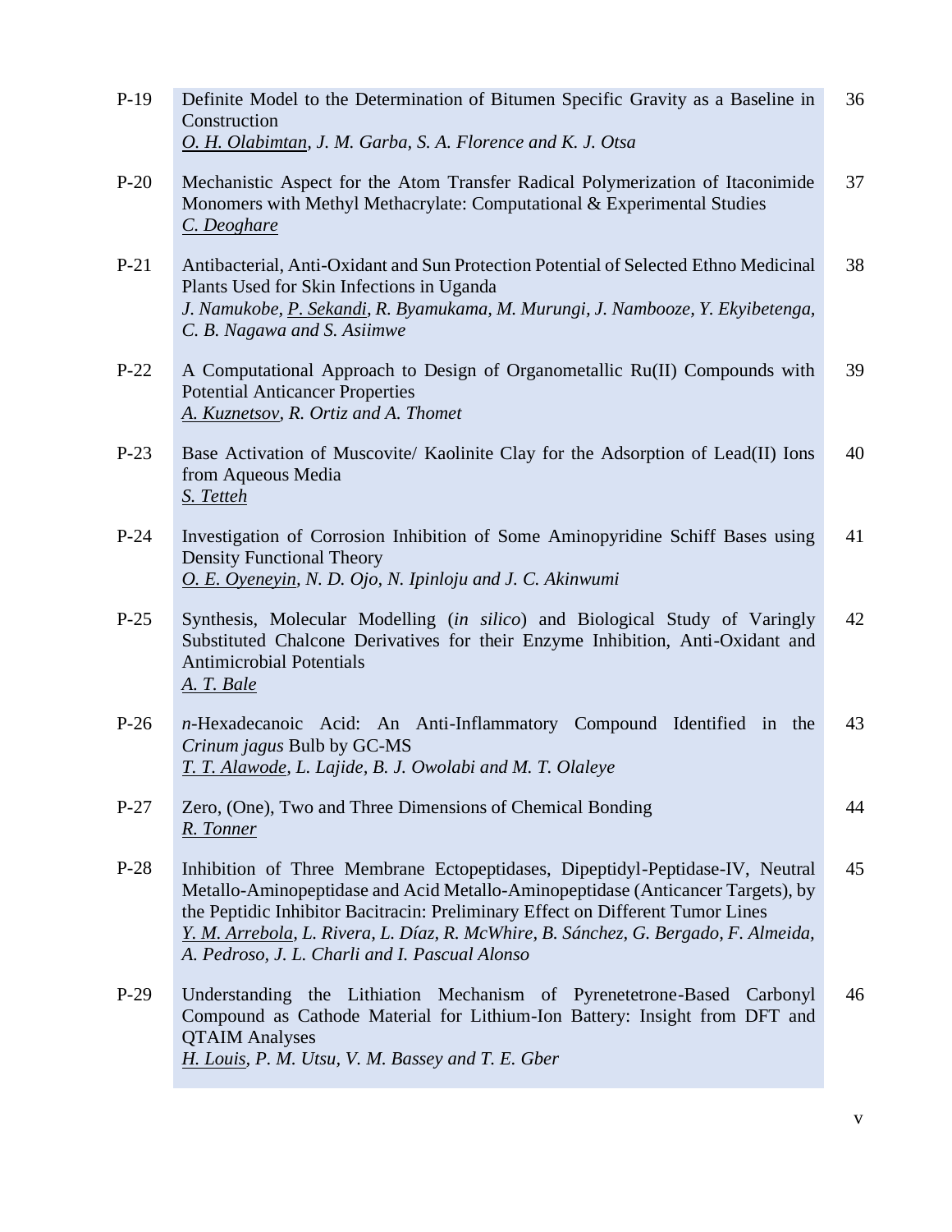| | | |
|---|---|---|
| P-19 | Definite Model to the Determination of Bitumen Specific Gravity as a Baseline in Construction<br>*O. H. Olabimtan, J. M. Garba, S. A. Florence and K. J. Otsa* | 36 |
| P-20 | Mechanistic Aspect for the Atom Transfer Radical Polymerization of Itaconimide Monomers with Methyl Methacrylate: Computational & Experimental Studies<br>*C. Deoghare* | 37 |
| P-21 | Antibacterial, Anti-Oxidant and Sun Protection Potential of Selected Ethno Medicinal Plants Used for Skin Infections in Uganda<br>*J. Namukobe, P. Sekandi, R. Byamukama, M. Murungi, J. Nambooze, Y. Ekyibetenga, C. B. Nagawa and S. Asiimwe* | 38 |
| P-22 | A Computational Approach to Design of Organometallic Ru(II) Compounds with Potential Anticancer Properties<br>*A. Kuznetsov, R. Ortiz and A. Thomet* | 39 |
| P-23 | Base Activation of Muscovite/ Kaolinite Clay for the Adsorption of Lead(II) Ions from Aqueous Media<br>*S. Tetteh* | 40 |
| P-24 | Investigation of Corrosion Inhibition of Some Aminopyridine Schiff Bases using Density Functional Theory<br>*O. E. Oyeneyin, N. D. Ojo, N. Ipinloju and J. C. Akinwumi* | 41 |
| P-25 | Synthesis, Molecular Modelling (*in silico*) and Biological Study of Varingly Substituted Chalcone Derivatives for their Enzyme Inhibition, Anti-Oxidant and Antimicrobial Potentials<br>*A. T. Bale* | 42 |
| P-26 | *n*-Hexadecanoic Acid: An Anti-Inflammatory Compound Identified in the *Crinum jagus* Bulb by GC-MS<br>*T. T. Alawode, L. Lajide, B. J. Owolabi and M. T. Olaleye* | 43 |
| P-27 | Zero, (One), Two and Three Dimensions of Chemical Bonding<br>*R. Tonner* | 44 |
| P-28 | Inhibition of Three Membrane Ectopeptidases, Dipeptidyl-Peptidase-IV, Neutral Metallo-Aminopeptidase and Acid Metallo-Aminopeptidase (Anticancer Targets), by the Peptidic Inhibitor Bacitracin: Preliminary Effect on Different Tumor Lines<br>*Y. M. Arrebola, L. Rivera, L. Díaz, R. McWhire, B. Sánchez, G. Bergado, F. Almeida, A. Pedroso, J. L. Charli and I. Pascual Alonso* | 45 |
| P-29 | Understanding the Lithiation Mechanism of Pyrenetetrone-Based Carbonyl Compound as Cathode Material for Lithium-Ion Battery: Insight from DFT and QTAIM Analyses<br>*H. Louis, P. M. Utsu, V. M. Bassey and T. E. Gber* | 46 |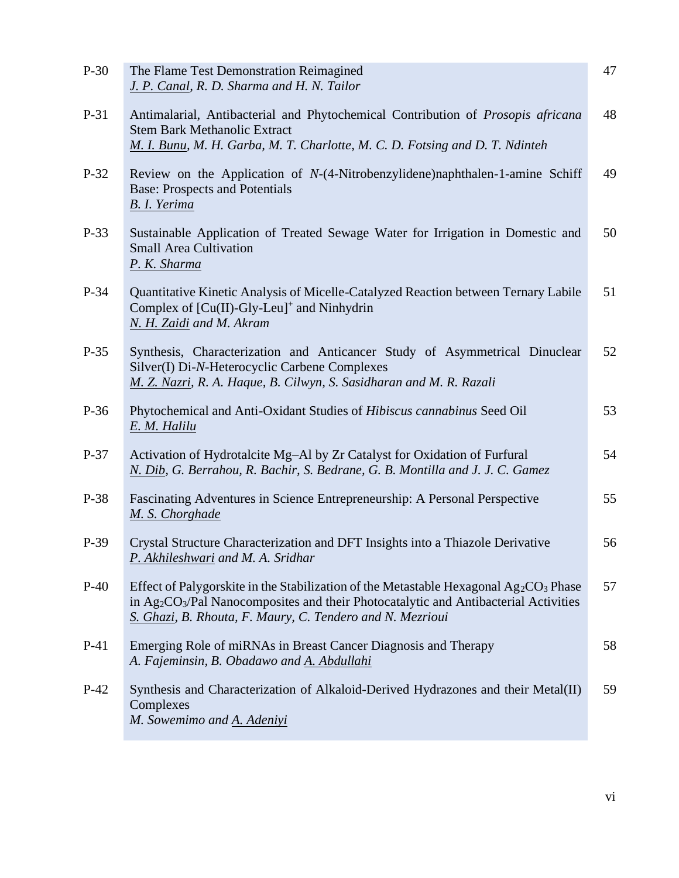| | | |
|---|---|---|
| P-30 | The Flame Test Demonstration Reimagined<br>*<u>J. P. Canal</u>, R. D. Sharma and H. N. Tailor* | 47 |
| P-31 | Antimalarial, Antibacterial and Phytochemical Contribution of *Prosopis africana* Stem Bark Methanolic Extract<br>*<u>M. I. Bunu</u>, M. H. Garba, M. T. Charlotte, M. C. D. Fotsing and D. T. Ndinteh* | 48 |
| P-32 | Review on the Application of *N*-(4-Nitrobenzylidene)naphthalen-1-amine Schiff Base: Prospects and Potentials<br>*<u>B. I. Yerima</u>* | 49 |
| P-33 | Sustainable Application of Treated Sewage Water for Irrigation in Domestic and Small Area Cultivation<br>*<u>P. K. Sharma</u>* | 50 |
| P-34 | Quantitative Kinetic Analysis of Micelle-Catalyzed Reaction between Ternary Labile Complex of $[Cu(II)\text{-}Gly\text{-}Leu]^{+}$ and Ninhydrin<br>*<u>N. H. Zaidi</u> and M. Akram* | 51 |
| P-35 | Synthesis, Characterization and Anticancer Study of Asymmetrical Dinuclear Silver(I) Di-*N*-Heterocyclic Carbene Complexes<br>*<u>M. Z. Nazri</u>, R. A. Haque, B. Cilwyn, S. Sasidharan and M. R. Razali* | 52 |
| P-36 | Phytochemical and Anti-Oxidant Studies of *Hibiscus cannabinus* Seed Oil<br>*<u>E. M. Halilu</u>* | 53 |
| P-37 | Activation of Hydrotalcite Mg–Al by Zr Catalyst for Oxidation of Furfural<br>*<u>N. Dib</u>, G. Berrahou, R. Bachir, S. Bedrane, G. B. Montilla and J. J. C. Gamez* | 54 |
| P-38 | Fascinating Adventures in Science Entrepreneurship: A Personal Perspective<br>*<u>M. S. Chorghade</u>* | 55 |
| P-39 | Crystal Structure Characterization and DFT Insights into a Thiazole Derivative<br>*<u>P. Akhileshwari</u> and M. A. Sridhar* | 56 |
| P-40 | Effect of Palygorskite in the Stabilization of the Metastable Hexagonal $Ag_2CO_3$ Phase in $Ag_2CO_3$/Pal Nanocomposites and their Photocatalytic and Antibacterial Activities<br>*<u>S. Ghazi</u>, B. Rhouta, F. Maury, C. Tendero and N. Mezrioui* | 57 |
| P-41 | Emerging Role of miRNAs in Breast Cancer Diagnosis and Therapy<br>*A. Fajeminsin, B. Obadawo and <u>A. Abdullahi</u>* | 58 |
| P-42 | Synthesis and Characterization of Alkaloid-Derived Hydrazones and their Metal(II) Complexes<br>*M. Sowemimo and <u>A. Adeniyi</u>* | 59 |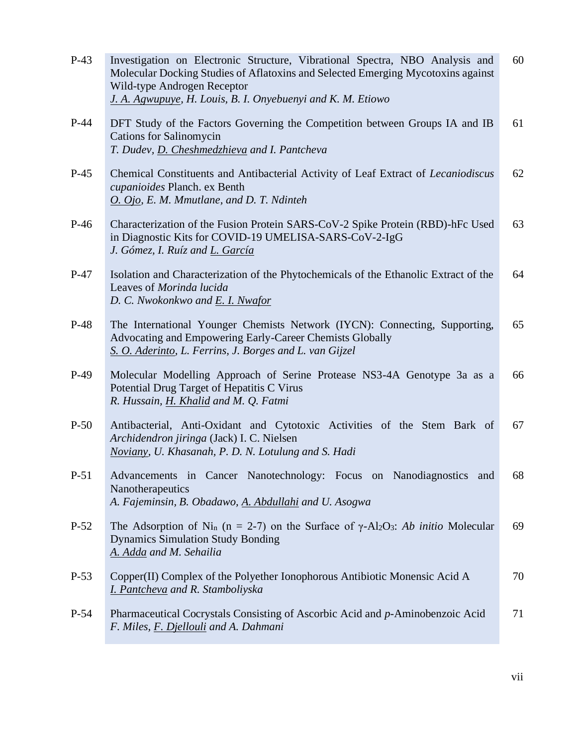| | | |
|---|---|---|
| P-43 | Investigation on Electronic Structure, Vibrational Spectra, NBO Analysis and Molecular Docking Studies of Aflatoxins and Selected Emerging Mycotoxins against Wild-type Androgen Receptor<br>*J. A. Agwupuye, H. Louis, B. I. Onyebuenyi and K. M. Etiowo* | 60 |
| P-44 | DFT Study of the Factors Governing the Competition between Groups IA and IB Cations for Salinomycin<br>*T. Dudev, D. Cheshmedzhieva and I. Pantcheva* | 61 |
| P-45 | Chemical Constituents and Antibacterial Activity of Leaf Extract of *Lecaniodiscus cupanioides* Planch. ex Benth<br>*O. Ojo, E. M. Mmutlane, and D. T. Ndinteh* | 62 |
| P-46 | Characterization of the Fusion Protein SARS-CoV-2 Spike Protein (RBD)-hFc Used in Diagnostic Kits for COVID-19 UMELISA-SARS-CoV-2-IgG<br>*J. Gómez, I. Ruíz and L. García* | 63 |
| P-47 | Isolation and Characterization of the Phytochemicals of the Ethanolic Extract of the Leaves of *Morinda lucida*<br>*D. C. Nwokonkwo and E. I. Nwafor* | 64 |
| P-48 | The International Younger Chemists Network (IYCN): Connecting, Supporting, Advocating and Empowering Early-Career Chemists Globally<br>*S. O. Aderinto, L. Ferrins, J. Borges and L. van Gijzel* | 65 |
| P-49 | Molecular Modelling Approach of Serine Protease NS3-4A Genotype 3a as a Potential Drug Target of Hepatitis C Virus<br>*R. Hussain, H. Khalid and M. Q. Fatmi* | 66 |
| P-50 | Antibacterial, Anti-Oxidant and Cytotoxic Activities of the Stem Bark of *Archidendron jiringa* (Jack) I. C. Nielsen<br>*Noviany, U. Khasanah, P. D. N. Lotulung and S. Hadi* | 67 |
| P-51 | Advancements in Cancer Nanotechnology: Focus on Nanodiagnostics and Nanotherapeutics<br>*A. Fajeminsin, B. Obadawo, A. Abdullahi and U. Asogwa* | 68 |
| P-52 | The Adsorption of $Ni_n$ (n = 2-7) on the Surface of $\gamma$-$Al_2O_3$: *Ab initio* Molecular Dynamics Simulation Study Bonding<br>*A. Adda and M. Sehailia* | 69 |
| P-53 | Copper(II) Complex of the Polyether Ionophorous Antibiotic Monensic Acid A<br>*I. Pantcheva and R. Stamboliyska* | 70 |
| P-54 | Pharmaceutical Cocrystals Consisting of Ascorbic Acid and *p*-Aminobenzoic Acid<br>*F. Miles, F. Djellouli and A. Dahmani* | 71 |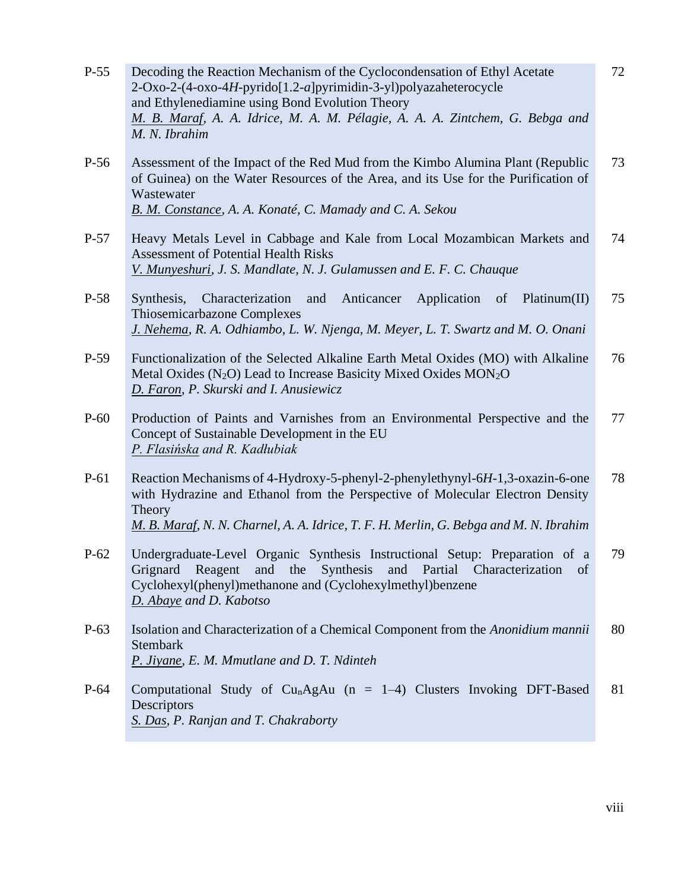| | | |
|---|---|---|
| P-55 | Decoding the Reaction Mechanism of the Cyclocondensation of Ethyl Acetate 2-Oxo-2-(4-oxo-4*H*-pyrido[1.2-*a*]pyrimidin-3-yl)polyazaheterocycle and Ethylenediamine using Bond Evolution Theory<br>*<u>M. B. Maraf</u>, A. A. Idrice, M. A. M. Pélagie, A. A. A. Zintchem, G. Bebga and M. N. Ibrahim* | 72 |
| P-56 | Assessment of the Impact of the Red Mud from the Kimbo Alumina Plant (Republic of Guinea) on the Water Resources of the Area, and its Use for the Purification of Wastewater<br>*<u>B. M. Constance</u>, A. A. Konaté, C. Mamady and C. A. Sekou* | 73 |
| P-57 | Heavy Metals Level in Cabbage and Kale from Local Mozambican Markets and Assessment of Potential Health Risks<br>*<u>V. Munyeshuri</u>, J. S. Mandlate, N. J. Gulamussen and E. F. C. Chauque* | 74 |
| P-58 | Synthesis, Characterization and Anticancer Application of Platinum(II) Thiosemicarbazone Complexes<br>*<u>J. Nehema</u>, R. A. Odhiambo, L. W. Njenga, M. Meyer, L. T. Swartz and M. O. Onani* | 75 |
| P-59 | Functionalization of the Selected Alkaline Earth Metal Oxides (MO) with Alkaline Metal Oxides ($N_2O$) Lead to Increase Basicity Mixed Oxides $MON_2O$<br>*<u>D. Faron</u>, P. Skurski and I. Anusiewicz* | 76 |
| P-60 | Production of Paints and Varnishes from an Environmental Perspective and the Concept of Sustainable Development in the EU<br>*<u>P. Flasińska</u> and R. Kadłubiak* | 77 |
| P-61 | Reaction Mechanisms of 4-Hydroxy-5-phenyl-2-phenylethynyl-6*H*-1,3-oxazin-6-one with Hydrazine and Ethanol from the Perspective of Molecular Electron Density Theory<br>*<u>M. B. Maraf</u>, N. N. Charnel, A. A. Idrice, T. F. H. Merlin, G. Bebga and M. N. Ibrahim* | 78 |
| P-62 | Undergraduate-Level Organic Synthesis Instructional Setup: Preparation of a Grignard Reagent and the Synthesis and Partial Characterization of Cyclohexyl(phenyl)methanone and (Cyclohexylmethyl)benzene<br>*<u>D. Abaye</u> and D. Kabotso* | 79 |
| P-63 | Isolation and Characterization of a Chemical Component from the *Anonidium mannii* Stembark<br>*<u>P. Jiyane</u>, E. M. Mmutlane and D. T. Ndinteh* | 80 |
| P-64 | Computational Study of $Cu_nAgAu$ (n = 1–4) Clusters Invoking DFT-Based Descriptors<br>*<u>S. Das</u>, P. Ranjan and T. Chakraborty* | 81 |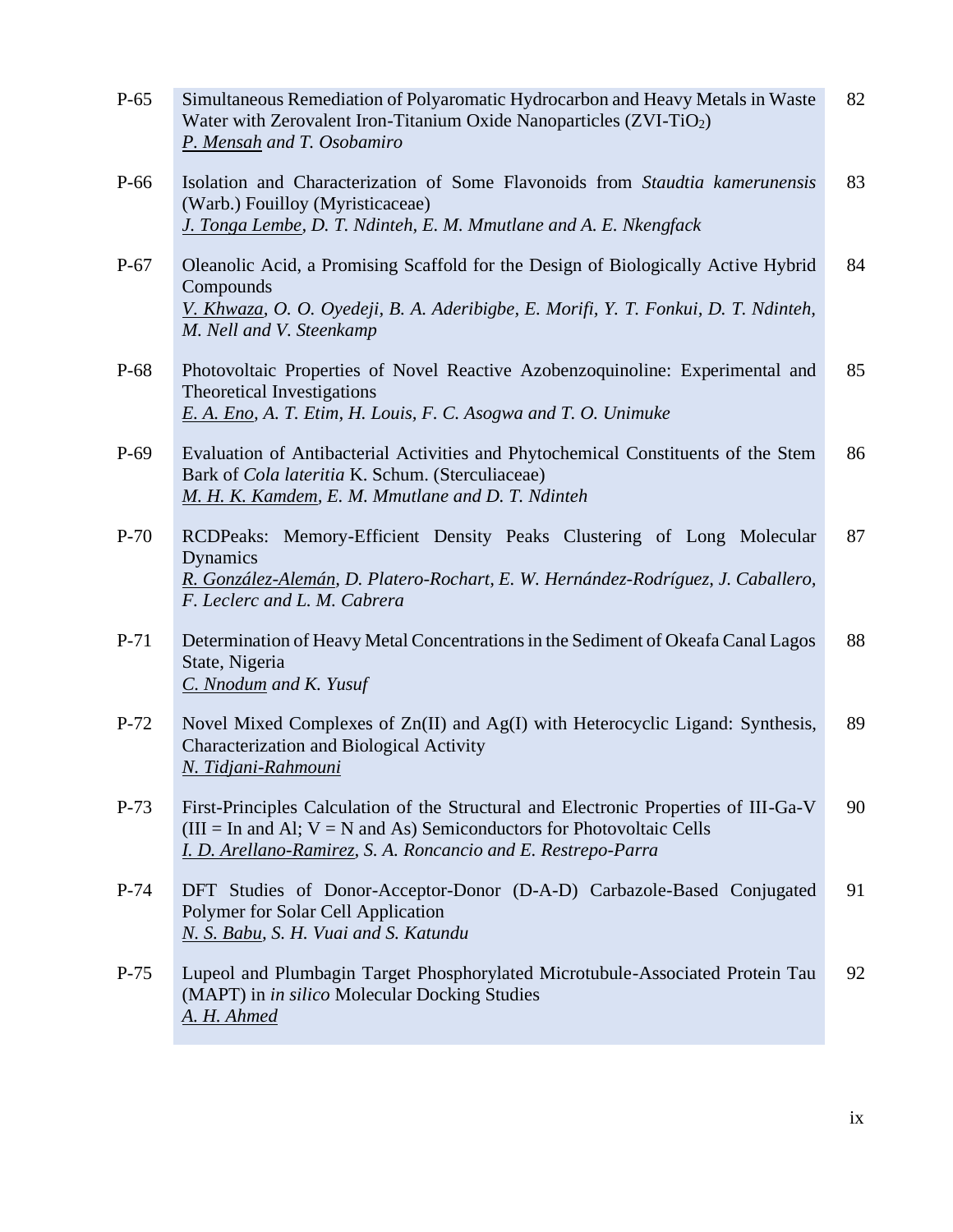| | | |
|---|---|---|
| P-65 | Simultaneous Remediation of Polyaromatic Hydrocarbon and Heavy Metals in Waste Water with Zerovalent Iron-Titanium Oxide Nanoparticles (ZVI-$TiO_2$)<br>*<u>P. Mensah</u> and T. Osobamiro* | 82 |
| P-66 | Isolation and Characterization of Some Flavonoids from *Staudtia kamerunensis* (Warb.) Fouilloy (Myristicaceae)<br>*<u>J. Tonga Lembe</u>, D. T. Ndinteh, E. M. Mmutlane and A. E. Nkengfack* | 83 |
| P-67 | Oleanolic Acid, a Promising Scaffold for the Design of Biologically Active Hybrid Compounds<br>*<u>V. Khwaza</u>, O. O. Oyedeji, B. A. Aderibigbe, E. Morifi, Y. T. Fonkui, D. T. Ndinteh, M. Nell and V. Steenkamp* | 84 |
| P-68 | Photovoltaic Properties of Novel Reactive Azobenzoquinoline: Experimental and Theoretical Investigations<br>*<u>E. A. Eno</u>, A. T. Etim, H. Louis, F. C. Asogwa and T. O. Unimuke* | 85 |
| P-69 | Evaluation of Antibacterial Activities and Phytochemical Constituents of the Stem Bark of *Cola lateritia* K. Schum. (Sterculiaceae)<br>*<u>M. H. K. Kamdem</u>, E. M. Mmutlane and D. T. Ndinteh* | 86 |
| P-70 | RCDPeaks: Memory-Efficient Density Peaks Clustering of Long Molecular Dynamics<br>*<u>R. González-Alemán</u>, D. Platero-Rochart, E. W. Hernández-Rodríguez, J. Caballero, F. Leclerc and L. M. Cabrera* | 87 |
| P-71 | Determination of Heavy Metal Concentrations in the Sediment of Okeafa Canal Lagos State, Nigeria<br>*<u>C. Nnodum</u> and K. Yusuf* | 88 |
| P-72 | Novel Mixed Complexes of Zn(II) and Ag(I) with Heterocyclic Ligand: Synthesis, Characterization and Biological Activity<br>*<u>N. Tidjani-Rahmouni</u>* | 89 |
| P-73 | First-Principles Calculation of the Structural and Electronic Properties of III-Ga-V (III = In and Al; V = N and As) Semiconductors for Photovoltaic Cells<br>*<u>I. D. Arellano-Ramirez</u>, S. A. Roncancio and E. Restrepo-Parra* | 90 |
| P-74 | DFT Studies of Donor-Acceptor-Donor (D-A-D) Carbazole-Based Conjugated Polymer for Solar Cell Application<br>*<u>N. S. Babu</u>, S. H. Vuai and S. Katundu* | 91 |
| P-75 | Lupeol and Plumbagin Target Phosphorylated Microtubule-Associated Protein Tau (MAPT) in *in silico* Molecular Docking Studies<br>*<u>A. H. Ahmed</u>* | 92 |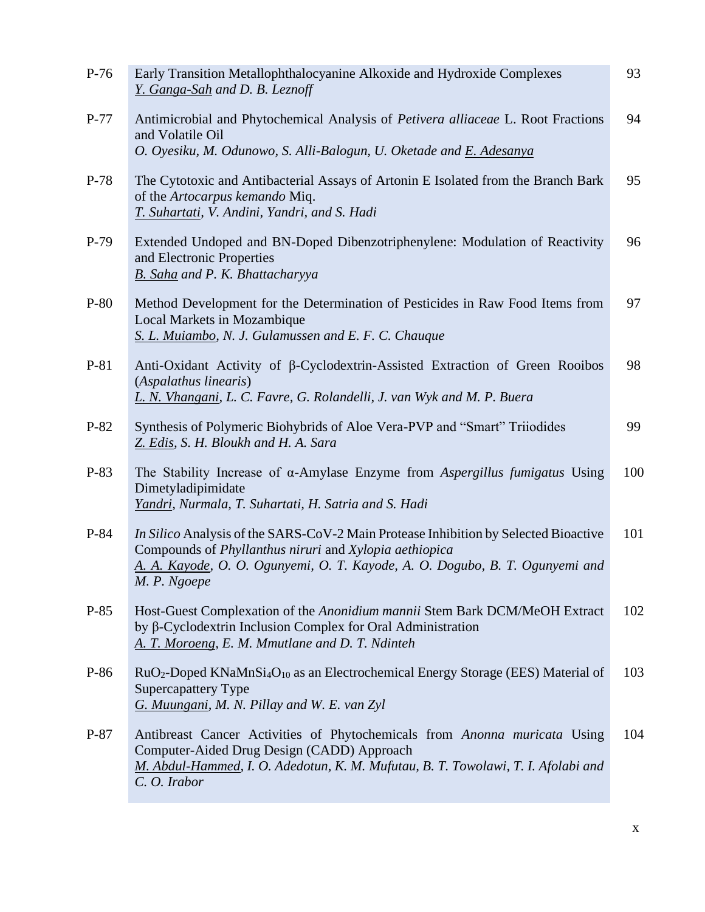| | | |
|---|---|---|
| P-76 | Early Transition Metallophthalocyanine Alkoxide and Hydroxide Complexes<br>*<u>Y. Ganga-Sah</u> and D. B. Leznoff* | 93 |
| P-77 | Antimicrobial and Phytochemical Analysis of *Petivera alliaceae* L. Root Fractions and Volatile Oil<br>*O. Oyesiku, M. Odunowo, S. Alli-Balogun, U. Oketade and <u>E. Adesanya</u>* | 94 |
| P-78 | The Cytotoxic and Antibacterial Assays of Artonin E Isolated from the Branch Bark of the *Artocarpus kemando* Miq.<br>*<u>T. Suhartati</u>, V. Andini, Yandri, and S. Hadi* | 95 |
| P-79 | Extended Undoped and BN-Doped Dibenzotriphenylene: Modulation of Reactivity and Electronic Properties<br>*<u>B. Saha</u> and P. K. Bhattacharyya* | 96 |
| P-80 | Method Development for the Determination of Pesticides in Raw Food Items from Local Markets in Mozambique<br>*<u>S. L. Muiambo</u>, N. J. Gulamussen and E. F. C. Chauque* | 97 |
| P-81 | Anti-Oxidant Activity of β-Cyclodextrin-Assisted Extraction of Green Rooibos (*Aspalathus linearis*)<br>*<u>L. N. Vhangani</u>, L. C. Favre, G. Rolandelli, J. van Wyk and M. P. Buera* | 98 |
| P-82 | Synthesis of Polymeric Biohybrids of Aloe Vera-PVP and "Smart" Triiodides<br>*<u>Z. Edis</u>, S. H. Bloukh and H. A. Sara* | 99 |
| P-83 | The Stability Increase of α-Amylase Enzyme from *Aspergillus fumigatus* Using Dimetyladipimidate<br>*<u>Yandri</u>, Nurmala, T. Suhartati, H. Satria and S. Hadi* | 100 |
| P-84 | *In Silico* Analysis of the SARS-CoV-2 Main Protease Inhibition by Selected Bioactive Compounds of *Phyllanthus niruri* and *Xylopia aethiopica*<br>*<u>A. A. Kayode</u>, O. O. Ogunyemi, O. T. Kayode, A. O. Dogubo, B. T. Ogunyemi and M. P. Ngoepe* | 101 |
| P-85 | Host-Guest Complexation of the *Anonidium mannii* Stem Bark DCM/MeOH Extract by β-Cyclodextrin Inclusion Complex for Oral Administration<br>*<u>A. T. Moroeng</u>, E. M. Mmutlane and D. T. Ndinteh* | 102 |
| P-86 | $RuO_2$-Doped $KNaMnSi_4O_{10}$ as an Electrochemical Energy Storage (EES) Material of Supercapattery Type<br>*<u>G. Muungani</u>, M. N. Pillay and W. E. van Zyl* | 103 |
| P-87 | Antibreast Cancer Activities of Phytochemicals from *Anonna muricata* Using Computer-Aided Drug Design (CADD) Approach<br>*<u>M. Abdul-Hammed</u>, I. O. Adedotun, K. M. Mufutau, B. T. Towolawi, T. I. Afolabi and C. O. Irabor* | 104 |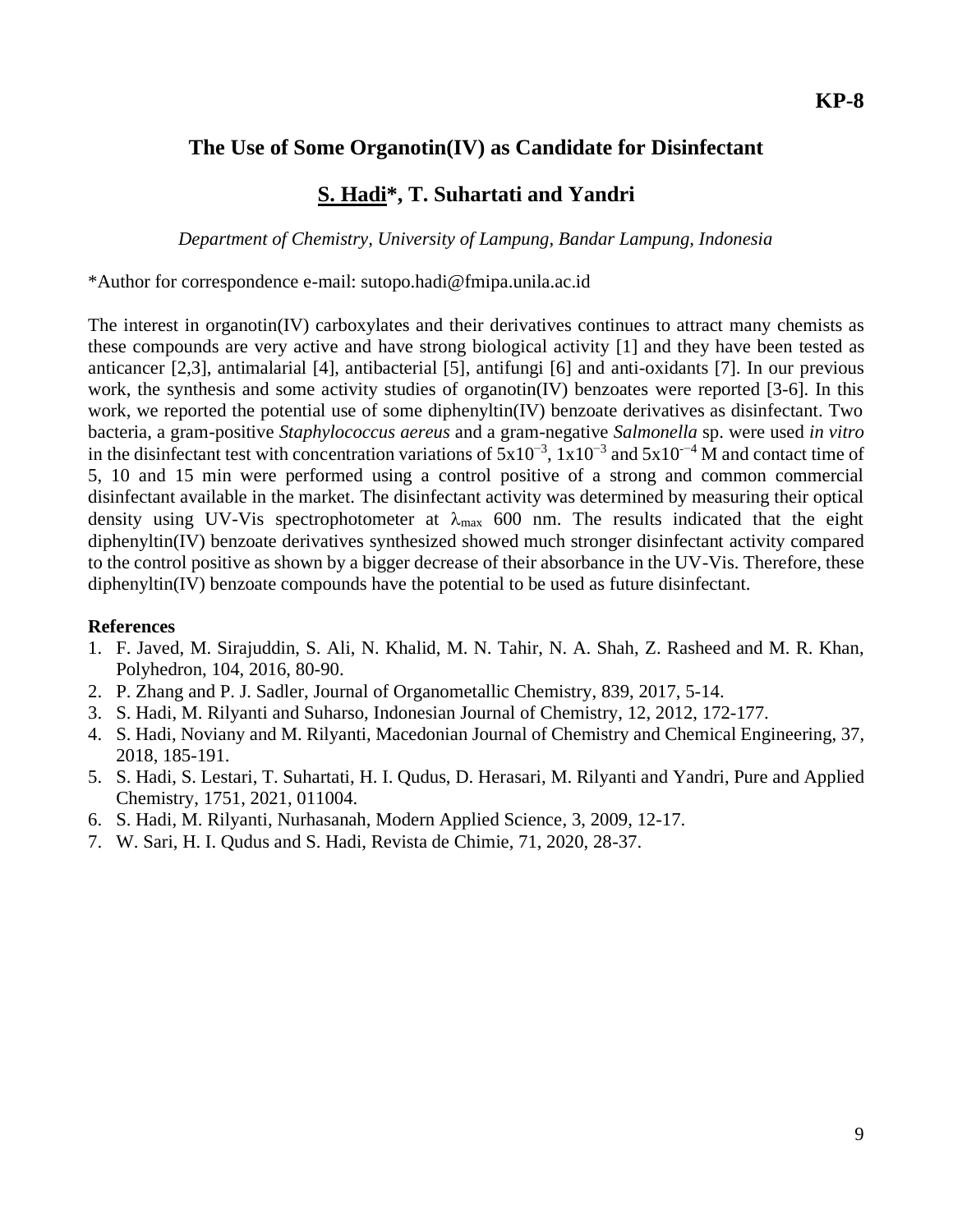KP-8

# The Use of Some Organotin(IV) as Candidate for Disinfectant

## S. Hadi*, T. Suhartati and Yandri

*Department of Chemistry, University of Lampung, Bandar Lampung, Indonesia*

*Author for correspondence e-mail: sutopo.hadi@fmipa.unila.ac.id

The interest in organotin(IV) carboxylates and their derivatives continues to attract many chemists as these compounds are very active and have strong biological activity [1] and they have been tested as anticancer [2,3], antimalarial [4], antibacterial [5], antifungi [6] and anti-oxidants [7]. In our previous work, the synthesis and some activity studies of organotin(IV) benzoates were reported [3-6]. In this work, we reported the potential use of some diphenyltin(IV) benzoate derivatives as disinfectant. Two bacteria, a gram-positive *Staphylococcus aereus* and a gram-negative *Salmonella* sp. were used *in vitro* in the disinfectant test with concentration variations of $5x10^{-3}$, $1x10^{-3}$ and $5x10^{-4}$ M and contact time of 5, 10 and 15 min were performed using a control positive of a strong and common commercial disinfectant available in the market. The disinfectant activity was determined by measuring their optical density using UV-Vis spectrophotometer at $\lambda_{max}$ 600 nm. The results indicated that the eight diphenyltin(IV) benzoate derivatives synthesized showed much stronger disinfectant activity compared to the control positive as shown by a bigger decrease of their absorbance in the UV-Vis. Therefore, these diphenyltin(IV) benzoate compounds have the potential to be used as future disinfectant.

**References**

1. F. Javed, M. Sirajuddin, S. Ali, N. Khalid, M. N. Tahir, N. A. Shah, Z. Rasheed and M. R. Khan, Polyhedron, 104, 2016, 80-90.
2. P. Zhang and P. J. Sadler, Journal of Organometallic Chemistry, 839, 2017, 5-14.
3. S. Hadi, M. Rilyanti and Suharso, Indonesian Journal of Chemistry, 12, 2012, 172-177.
4. S. Hadi, Noviany and M. Rilyanti, Macedonian Journal of Chemistry and Chemical Engineering, 37, 2018, 185-191.
5. S. Hadi, S. Lestari, T. Suhartati, H. I. Qudus, D. Herasari, M. Rilyanti and Yandri, Pure and Applied Chemistry, 1751, 2021, 011004.
6. S. Hadi, M. Rilyanti, Nurhasanah, Modern Applied Science, 3, 2009, 12-17.
7. W. Sari, H. I. Qudus and S. Hadi, Revista de Chimie, 71, 2020, 28-37.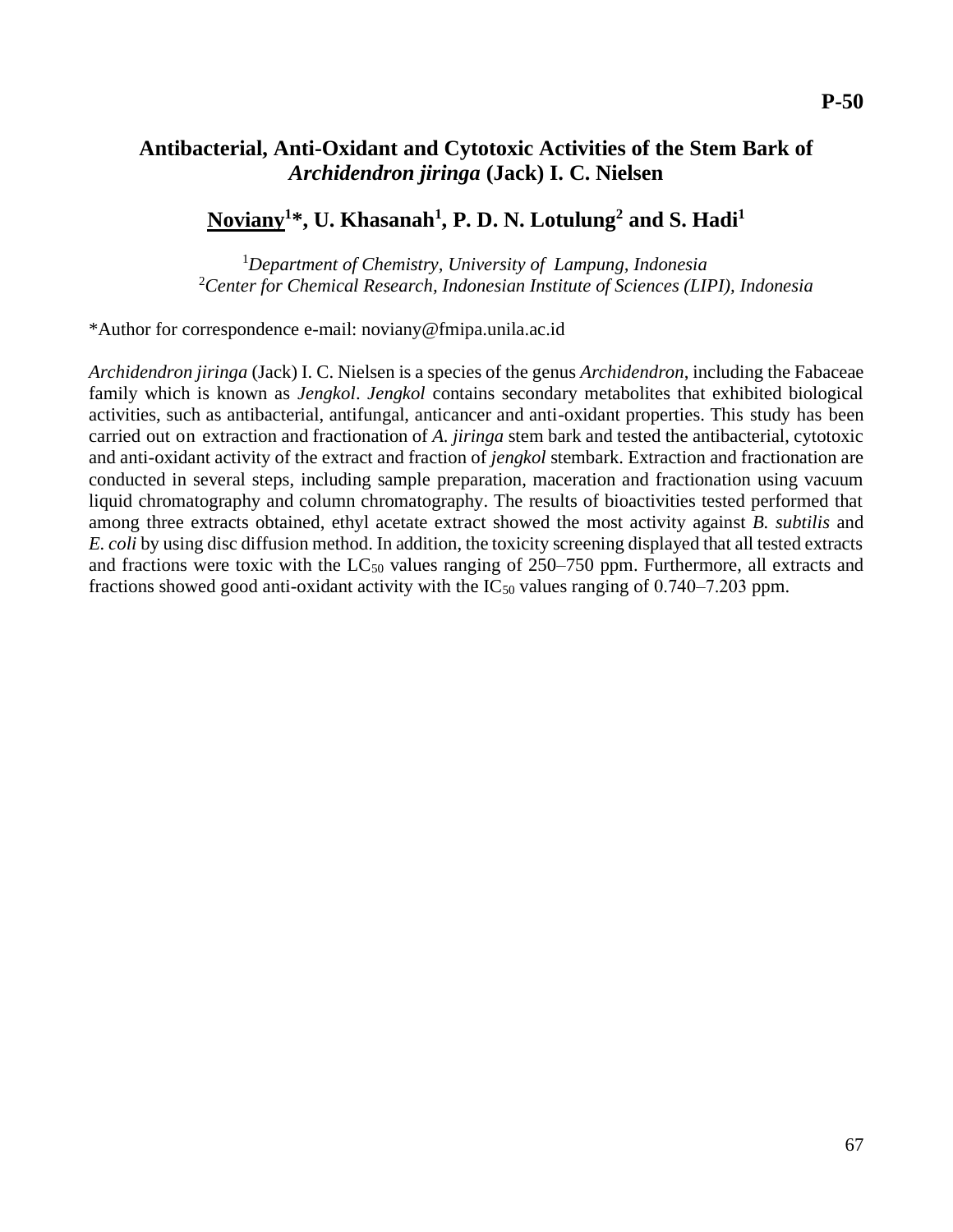P-50

## Antibacterial, Anti-Oxidant and Cytotoxic Activities of the Stem Bark of *Archidendron jiringa* (Jack) I. C. Nielsen

**<u>Noviany</u>[1]\*, U. Khasanah[1], P. D. N. Lotulung[2] and S. Hadi[1]**

[1]*Department of Chemistry, University of Lampung, Indonesia*
[2]*Center for Chemical Research, Indonesian Institute of Sciences (LIPI), Indonesia*

\*Author for correspondence e-mail: noviany@fmipa.unila.ac.id

*Archidendron jiringa* (Jack) I. C. Nielsen is a species of the genus *Archidendron*, including the Fabaceae family which is known as *Jengkol*. *Jengkol* contains secondary metabolites that exhibited biological activities, such as antibacterial, antifungal, anticancer and anti-oxidant properties. This study has been carried out on extraction and fractionation of *A. jiringa* stem bark and tested the antibacterial, cytotoxic and anti-oxidant activity of the extract and fraction of *jengkol* stembark. Extraction and fractionation are conducted in several steps, including sample preparation, maceration and fractionation using vacuum liquid chromatography and column chromatography. The results of bioactivities tested performed that among three extracts obtained, ethyl acetate extract showed the most activity against *B. subtilis* and *E. coli* by using disc diffusion method. In addition, the toxicity screening displayed that all tested extracts and fractions were toxic with the $LC_{50}$ values ranging of 250–750 ppm. Furthermore, all extracts and fractions showed good anti-oxidant activity with the $IC_{50}$ values ranging of 0.740–7.203 ppm.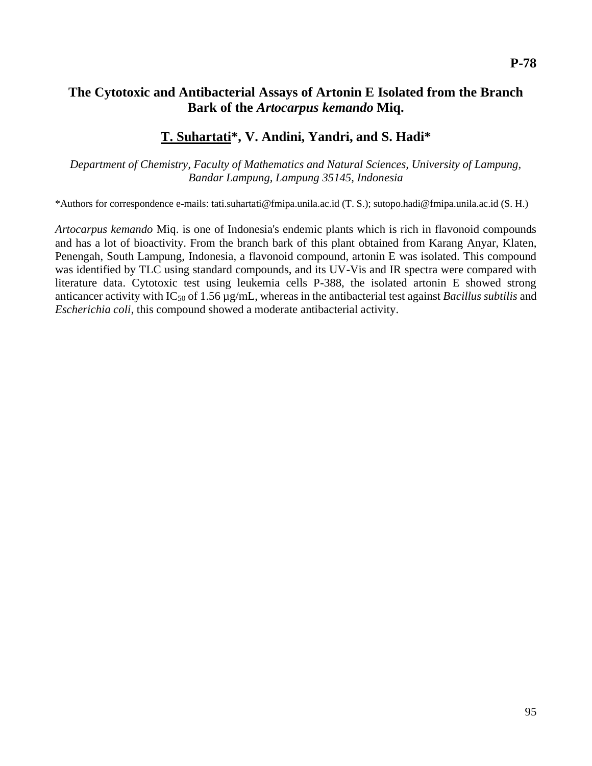**P-78**

# The Cytotoxic and Antibacterial Assays of Artonin E Isolated from the Branch Bark of the *Artocarpus kemando* Miq.

**T. Suhartati*, V. Andini, Yandri, and S. Hadi***

*Department of Chemistry, Faculty of Mathematics and Natural Sciences, University of Lampung, Bandar Lampung, Lampung 35145, Indonesia*

*Authors for correspondence e-mails: tati.suhartati@fmipa.unila.ac.id (T. S.); sutopo.hadi@fmipa.unila.ac.id (S. H.)

*Artocarpus kemando* Miq. is one of Indonesia's endemic plants which is rich in flavonoid compounds and has a lot of bioactivity. From the branch bark of this plant obtained from Karang Anyar, Klaten, Penengah, South Lampung, Indonesia, a flavonoid compound, artonin E was isolated. This compound was identified by TLC using standard compounds, and its UV-Vis and IR spectra were compared with literature data. Cytotoxic test using leukemia cells P-388, the isolated artonin E showed strong anticancer activity with $IC_{50}$ of 1.56 µg/mL, whereas in the antibacterial test against *Bacillus subtilis* and *Escherichia coli*, this compound showed a moderate antibacterial activity.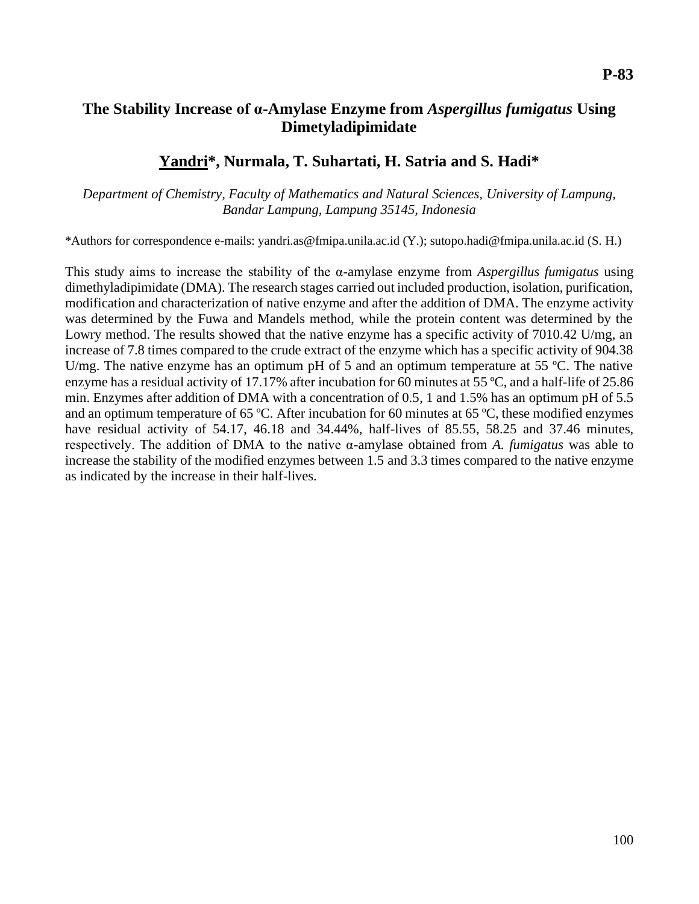P-83

## The Stability Increase of α-Amylase Enzyme from *Aspergillus fumigatus* Using Dimetyladipimidate

**Yandri*, Nurmala, T. Suhartati, H. Satria and S. Hadi***

*Department of Chemistry, Faculty of Mathematics and Natural Sciences, University of Lampung, Bandar Lampung, Lampung 35145, Indonesia*

*Authors for correspondence e-mails: yandri.as@fmipa.unila.ac.id (Y.); sutopo.hadi@fmipa.unila.ac.id (S. H.)

This study aims to increase the stability of the α-amylase enzyme from *Aspergillus fumigatus* using dimethyladipimidate (DMA). The research stages carried out included production, isolation, purification, modification and characterization of native enzyme and after the addition of DMA. The enzyme activity was determined by the Fuwa and Mandels method, while the protein content was determined by the Lowry method. The results showed that the native enzyme has a specific activity of 7010.42 U/mg, an increase of 7.8 times compared to the crude extract of the enzyme which has a specific activity of 904.38 U/mg. The native enzyme has an optimum pH of 5 and an optimum temperature at 55 ºC. The native enzyme has a residual activity of 17.17% after incubation for 60 minutes at 55 ºC, and a half-life of 25.86 min. Enzymes after addition of DMA with a concentration of 0.5, 1 and 1.5% has an optimum pH of 5.5 and an optimum temperature of 65 ºC. After incubation for 60 minutes at 65 ºC, these modified enzymes have residual activity of 54.17, 46.18 and 34.44%, half-lives of 85.55, 58.25 and 37.46 minutes, respectively. The addition of DMA to the native α-amylase obtained from *A. fumigatus* was able to increase the stability of the modified enzymes between 1.5 and 3.3 times compared to the native enzyme as indicated by the increase in their half-lives.